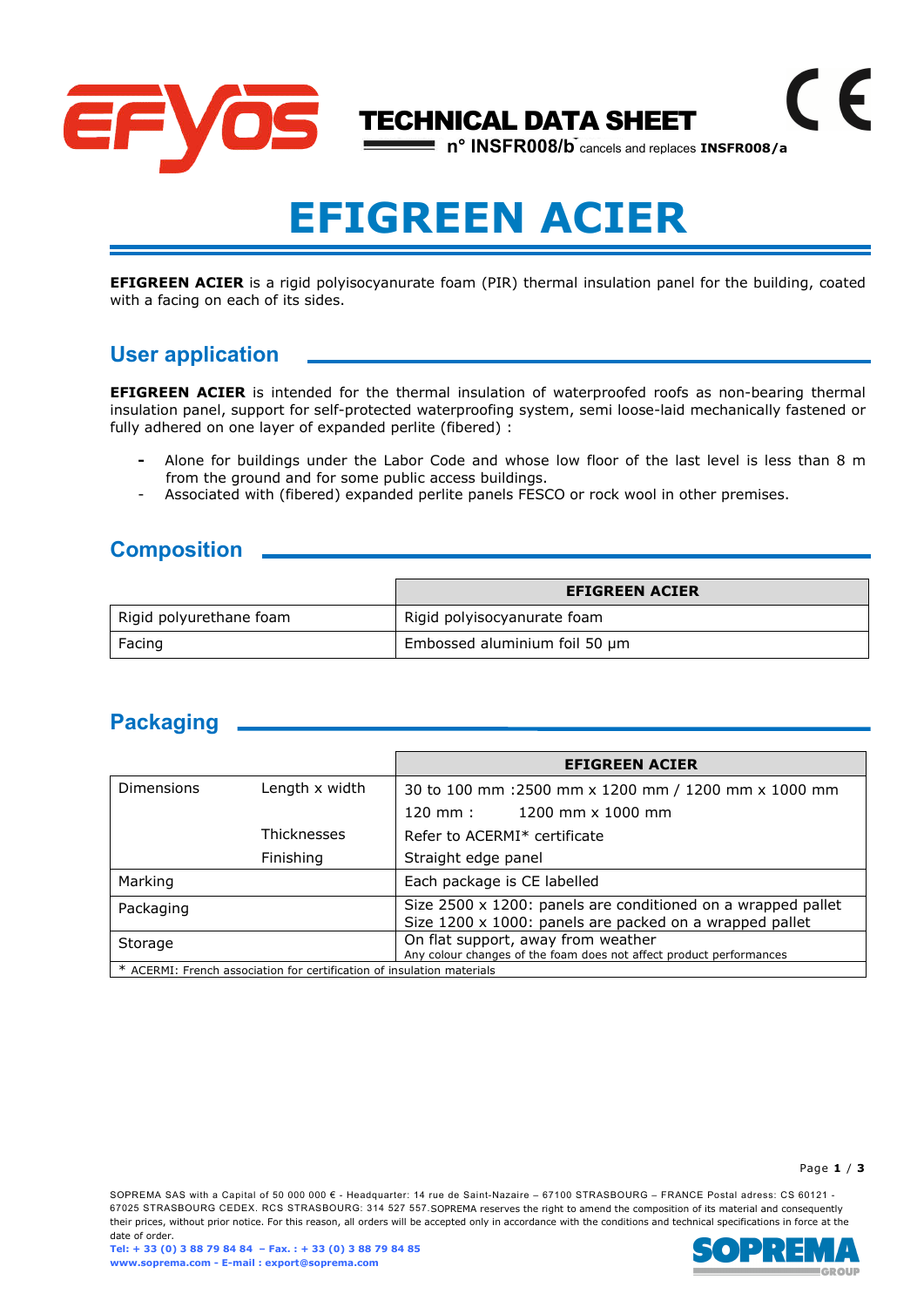TECHNICAL DATA SHEET

n° INSFR008/b cancels and replaces **INSFR008/a**

# EFIGREEN ACIER

**EFIGREEN ACIER** is a rigid polyisocyanurate foam (PIR) thermal insulation panel for the building, coated with a facing on each of its sides.

## User application

**EFIGREEN ACIER** is intended for the thermal insulation of waterproofed roofs as non-bearing thermal insulation panel, support for self-protected waterproofing system, semi loose-laid mechanically fastened or fully adhered on one layer of expanded perlite (fibered) :

- Alone for buildings under the Labor Code and whose low floor of the last level is less than 8 m from the ground and for some public access buildings.
- Associated with (fibered) expanded perlite panels FESCO or rock wool in other premises.

## Composition

| | **EFIGREEN ACIER** |
|---|---|
| Rigid polyurethane foam | Rigid polyisocyanurate foam |
| Facing | Embossed aluminium foil 50 µm |

## Packaging

| | | **EFIGREEN ACIER** |
|---|---|---|
| Dimensions | Length x width | 30 to 100 mm :2500 mm x 1200 mm / 1200 mm x 1000 mm<br>120 mm : 1200 mm x 1000 mm |
| | Thicknesses | Refer to ACERMI* certificate |
| | Finishing | Straight edge panel |
| Marking | | Each package is CE labelled |
| Packaging | | Size 2500 x 1200: panels are conditioned on a wrapped pallet<br>Size 1200 x 1000: panels are packed on a wrapped pallet |
| Storage | | On flat support, away from weather<br>Any colour changes of the foam does not affect product performances |

\* ACERMI: French association for certification of insulation materials

SOPREMA SAS with a Capital of 50 000 000 € - Headquarter: 14 rue de Saint-Nazaire – 67100 STRASBOURG – FRANCE Postal adress: CS 60121 - 67025 STRASBOURG CEDEX. RCS STRASBOURG: 314 527 557.SOPREMA reserves the right to amend the composition of its material and consequently their prices, without prior notice. For this reason, all orders will be accepted only in accordance with the conditions and technical specifications in force at the date of order.

**Tel: + 33 (0) 3 88 79 84 84 – Fax. : + 33 (0) 3 88 79 84 85**

**www.soprema.com - E-mail : export@soprema.com**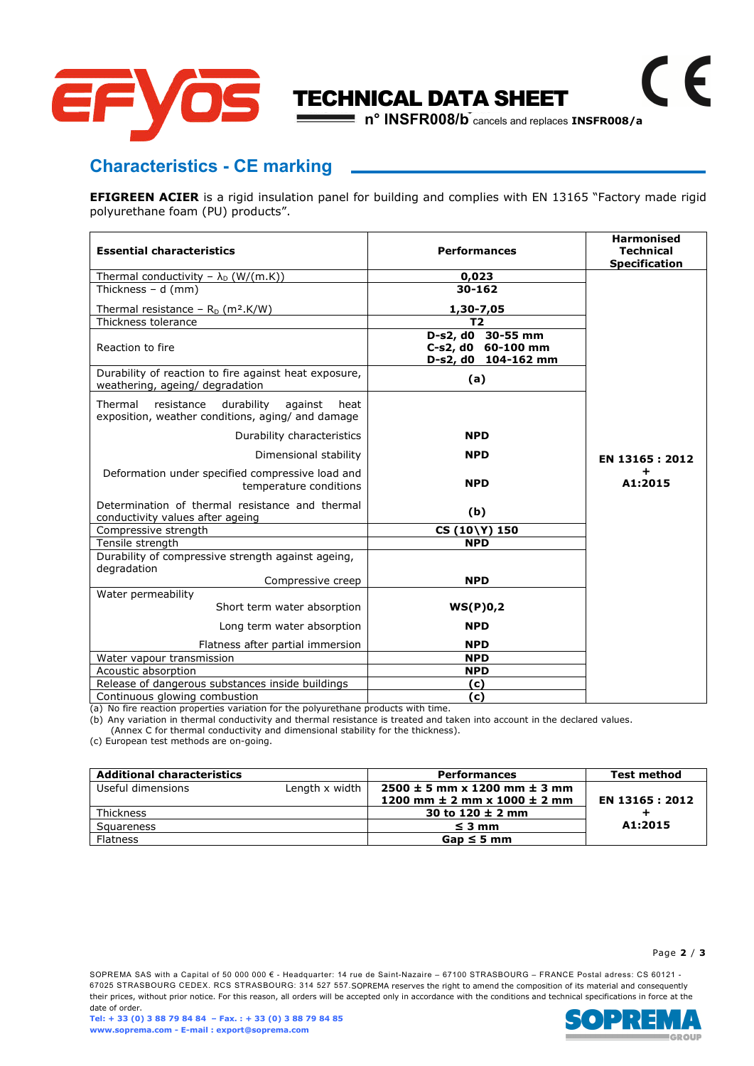# TECHNICAL DATA SHEET

**n° INSFR008/b** cancels and replaces **INSFR008/a**

## Characteristics - CE marking

**EFIGREEN ACIER** is a rigid insulation panel for building and complies with EN 13165 "Factory made rigid polyurethane foam (PU) products".

| **Essential characteristics** | **Performances** | **Harmonised Technical Specification** |
|---|---|---|
| Thermal conductivity – $\lambda_D$ (W/(m.K)) | **0,023** | **EN 13165 : 2012 + A1:2015** |
| Thickness – d (mm) | **30-162** | |
| Thermal resistance – $R_D$ (m².K/W) | **1,30-7,05** | |
| Thickness tolerance | **T2** | |
| Reaction to fire | **D-s2, d0 30-55 mm**<br>**C-s2, d0 60-100 mm**<br>**D-s2, d0 104-162 mm** | |
| Durability of reaction to fire against heat exposure, weathering, ageing/ degradation | **(a)** | |
| Thermal resistance durability against heat exposition, weather conditions, aging/ and damage | | |
| Durability characteristics | **NPD** | |
| Dimensional stability | **NPD** | |
| Deformation under specified compressive load and temperature conditions | **NPD** | |
| Determination of thermal resistance and thermal conductivity values after ageing | **(b)** | |
| Compressive strength | **CS (10\Y) 150** | |
| Tensile strength | **NPD** | |
| Durability of compressive strength against ageing, degradation | | |
| Compressive creep | **NPD** | |
| Water permeability | | |
| Short term water absorption | **WS(P)0,2** | |
| Long term water absorption | **NPD** | |
| Flatness after partial immersion | **NPD** | |
| Water vapour transmission | **NPD** | |
| Acoustic absorption | **NPD** | |
| Release of dangerous substances inside buildings | **(c)** | |
| Continuous glowing combustion | **(c)** | |

(a) No fire reaction properties variation for the polyurethane products with time.
(b) Any variation in thermal conductivity and thermal resistance is treated and taken into account in the declared values. (Annex C for thermal conductivity and dimensional stability for the thickness).
(c) European test methods are on-going.

| **Additional characteristics** | | **Performances** | **Test method** |
|---|---|---|---|
| Useful dimensions | Length x width | **2500 ± 5 mm x 1200 mm ± 3 mm**<br>**1200 mm ± 2 mm x 1000 ± 2 mm** | **EN 13165 : 2012 + A1:2015** |
| Thickness | | **30 to 120 ± 2 mm** | |
| Squareness | | **≤ 3 mm** | |
| Flatness | | **Gap ≤ 5 mm** | |

SOPREMA SAS with a Capital of 50 000 000 € - Headquarter: 14 rue de Saint-Nazaire – 67100 STRASBOURG – FRANCE Postal adress: CS 60121 - 67025 STRASBOURG CEDEX. RCS STRASBOURG: 314 527 557.SOPREMA reserves the right to amend the composition of its material and consequently their prices, without prior notice. For this reason, all orders will be accepted only in accordance with the conditions and technical specifications in force at the date of order.
**Tel: + 33 (0) 3 88 79 84 84 – Fax. : + 33 (0) 3 88 79 84 85**
**www.soprema.com - E-mail : export@soprema.com**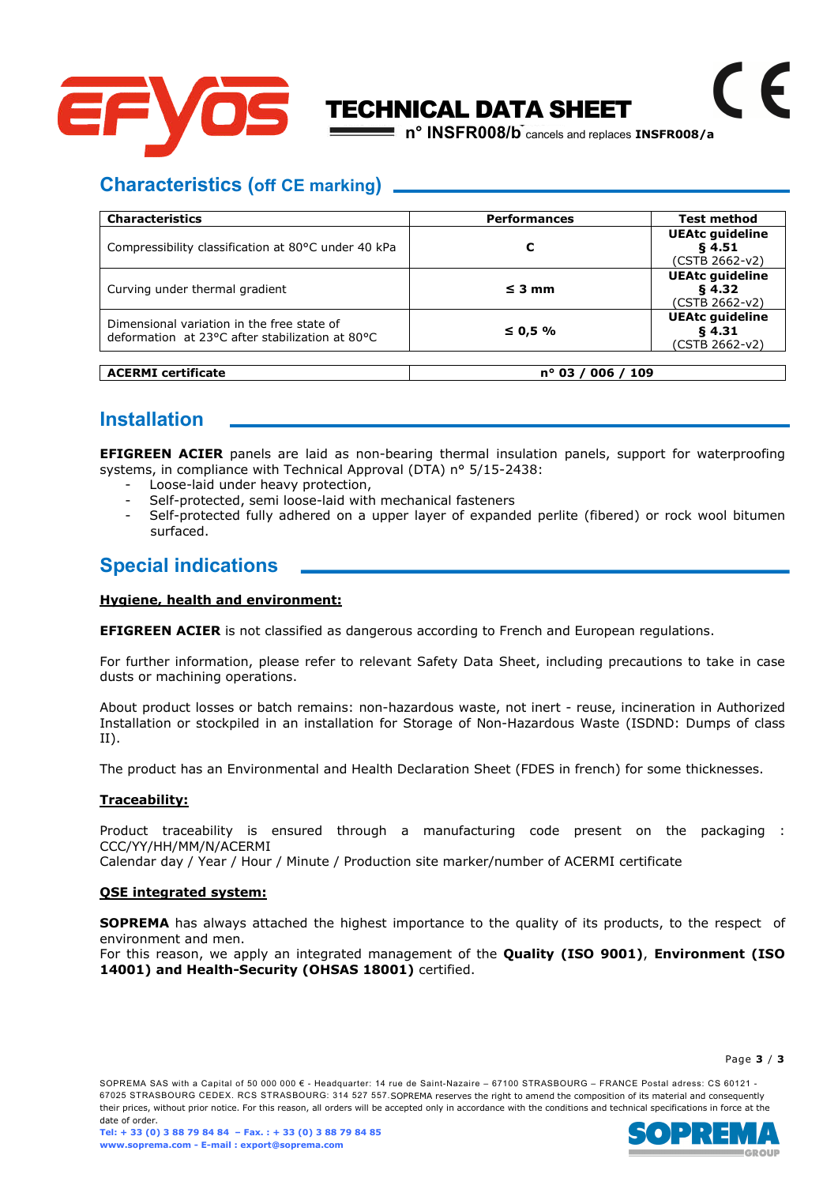# TECHNICAL DATA SHEET

n° INSFR008/b cancels and replaces **INSFR008/a**

## Characteristics (off CE marking)

| Characteristics | Performances | Test method |
|---|---|---|
| Compressibility classification at 80°C under 40 kPa | **C** | **UEAtc guideline § 4.51** (CSTB 2662-v2) |
| Curving under thermal gradient | **≤ 3 mm** | **UEAtc guideline § 4.32** (CSTB 2662-v2) |
| Dimensional variation in the free state of deformation at 23°C after stabilization at 80°C | **≤ 0,5 %** | **UEAtc guideline § 4.31** (CSTB 2662-v2) |

| | |
|---|---|
| **ACERMI certificate** | **n° 03 / 006 / 109** |

## Installation

**EFIGREEN ACIER** panels are laid as non-bearing thermal insulation panels, support for waterproofing systems, in compliance with Technical Approval (DTA) n° 5/15-2438:

- Loose-laid under heavy protection,
- Self-protected, semi loose-laid with mechanical fasteners
- Self-protected fully adhered on a upper layer of expanded perlite (fibered) or rock wool bitumen surfaced.

## Special indications

### Hygiene, health and environment:

**EFIGREEN ACIER** is not classified as dangerous according to French and European regulations.

For further information, please refer to relevant Safety Data Sheet, including precautions to take in case dusts or machining operations.

About product losses or batch remains: non-hazardous waste, not inert - reuse, incineration in Authorized Installation or stockpiled in an installation for Storage of Non-Hazardous Waste (ISDND: Dumps of class II).

The product has an Environmental and Health Declaration Sheet (FDES in french) for some thicknesses.

### Traceability:

Product traceability is ensured through a manufacturing code present on the packaging : CCC/YY/HH/MM/N/ACERMI
Calendar day / Year / Hour / Minute / Production site marker/number of ACERMI certificate

### QSE integrated system:

**SOPREMA** has always attached the highest importance to the quality of its products, to the respect of environment and men.
For this reason, we apply an integrated management of the **Quality (ISO 9001)**, **Environment (ISO 14001) and Health-Security (OHSAS 18001)** certified.

SOPREMA SAS with a Capital of 50 000 000 € - Headquarter: 14 rue de Saint-Nazaire – 67100 STRASBOURG – FRANCE Postal adress: CS 60121 - 67025 STRASBOURG CEDEX. RCS STRASBOURG: 314 527 557.SOPREMA reserves the right to amend the composition of its material and consequently their prices, without prior notice. For this reason, all orders will be accepted only in accordance with the conditions and technical specifications in force at the date of order.
**Tel: + 33 (0) 3 88 79 84 84 – Fax. : + 33 (0) 3 88 79 84 85**
**www.soprema.com - E-mail : export@soprema.com**